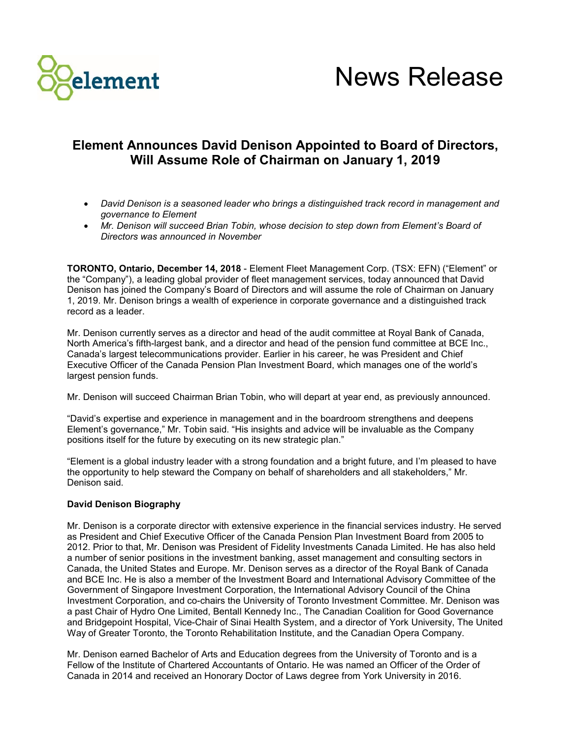News Release

# Element Announces David Denison Appointed to Board of Directors, Will Assume Role of Chairman on January 1, 2019

- *David Denison is a seasoned leader who brings a distinguished track record in management and governance to Element*
- *Mr. Denison will succeed Brian Tobin, whose decision to step down from Element's Board of Directors was announced in November*

**TORONTO, Ontario, December 14, 2018** - Element Fleet Management Corp. (TSX: EFN) ("Element" or the "Company"), a leading global provider of fleet management services, today announced that David Denison has joined the Company's Board of Directors and will assume the role of Chairman on January 1, 2019. Mr. Denison brings a wealth of experience in corporate governance and a distinguished track record as a leader.

Mr. Denison currently serves as a director and head of the audit committee at Royal Bank of Canada, North America's fifth-largest bank, and a director and head of the pension fund committee at BCE Inc., Canada's largest telecommunications provider. Earlier in his career, he was President and Chief Executive Officer of the Canada Pension Plan Investment Board, which manages one of the world's largest pension funds.

Mr. Denison will succeed Chairman Brian Tobin, who will depart at year end, as previously announced.

"David's expertise and experience in management and in the boardroom strengthens and deepens Element's governance," Mr. Tobin said. "His insights and advice will be invaluable as the Company positions itself for the future by executing on its new strategic plan."

"Element is a global industry leader with a strong foundation and a bright future, and I'm pleased to have the opportunity to help steward the Company on behalf of shareholders and all stakeholders," Mr. Denison said.

**David Denison Biography**

Mr. Denison is a corporate director with extensive experience in the financial services industry. He served as President and Chief Executive Officer of the Canada Pension Plan Investment Board from 2005 to 2012. Prior to that, Mr. Denison was President of Fidelity Investments Canada Limited. He has also held a number of senior positions in the investment banking, asset management and consulting sectors in Canada, the United States and Europe. Mr. Denison serves as a director of the Royal Bank of Canada and BCE Inc. He is also a member of the Investment Board and International Advisory Committee of the Government of Singapore Investment Corporation, the International Advisory Council of the China Investment Corporation, and co-chairs the University of Toronto Investment Committee. Mr. Denison was a past Chair of Hydro One Limited, Bentall Kennedy Inc., The Canadian Coalition for Good Governance and Bridgepoint Hospital, Vice-Chair of Sinai Health System, and a director of York University, The United Way of Greater Toronto, the Toronto Rehabilitation Institute, and the Canadian Opera Company.

Mr. Denison earned Bachelor of Arts and Education degrees from the University of Toronto and is a Fellow of the Institute of Chartered Accountants of Ontario. He was named an Officer of the Order of Canada in 2014 and received an Honorary Doctor of Laws degree from York University in 2016.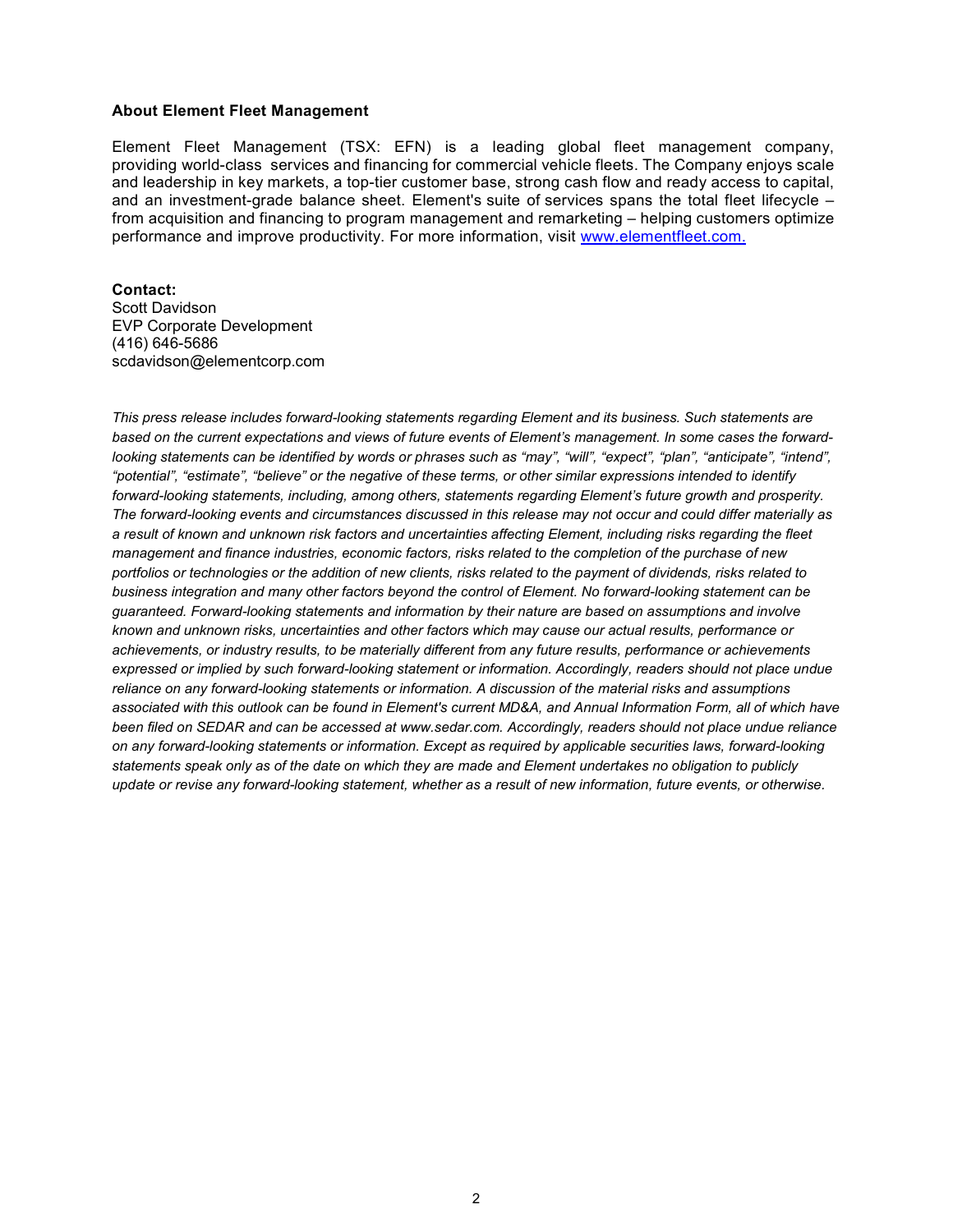**About Element Fleet Management**

Element Fleet Management (TSX: EFN) is a leading global fleet management company, providing world-class services and financing for commercial vehicle fleets. The Company enjoys scale and leadership in key markets, a top-tier customer base, strong cash flow and ready access to capital, and an investment-grade balance sheet. Element's suite of services spans the total fleet lifecycle – from acquisition and financing to program management and remarketing – helping customers optimize performance and improve productivity. For more information, visit [www.elementfleet.com.](http://www.elementfleet.com)

**Contact:**
Scott Davidson
EVP Corporate Development
(416) 646-5686
scdavidson@elementcorp.com

*This press release includes forward-looking statements regarding Element and its business. Such statements are based on the current expectations and views of future events of Element's management. In some cases the forward-looking statements can be identified by words or phrases such as "may", "will", "expect", "plan", "anticipate", "intend", "potential", "estimate", "believe" or the negative of these terms, or other similar expressions intended to identify forward-looking statements, including, among others, statements regarding Element's future growth and prosperity. The forward-looking events and circumstances discussed in this release may not occur and could differ materially as a result of known and unknown risk factors and uncertainties affecting Element, including risks regarding the fleet management and finance industries, economic factors, risks related to the completion of the purchase of new portfolios or technologies or the addition of new clients, risks related to the payment of dividends, risks related to business integration and many other factors beyond the control of Element. No forward-looking statement can be guaranteed. Forward-looking statements and information by their nature are based on assumptions and involve known and unknown risks, uncertainties and other factors which may cause our actual results, performance or achievements, or industry results, to be materially different from any future results, performance or achievements expressed or implied by such forward-looking statement or information. Accordingly, readers should not place undue reliance on any forward-looking statements or information. A discussion of the material risks and assumptions associated with this outlook can be found in Element's current MD&A, and Annual Information Form, all of which have been filed on SEDAR and can be accessed at www.sedar.com. Accordingly, readers should not place undue reliance on any forward-looking statements or information. Except as required by applicable securities laws, forward-looking statements speak only as of the date on which they are made and Element undertakes no obligation to publicly update or revise any forward-looking statement, whether as a result of new information, future events, or otherwise.*